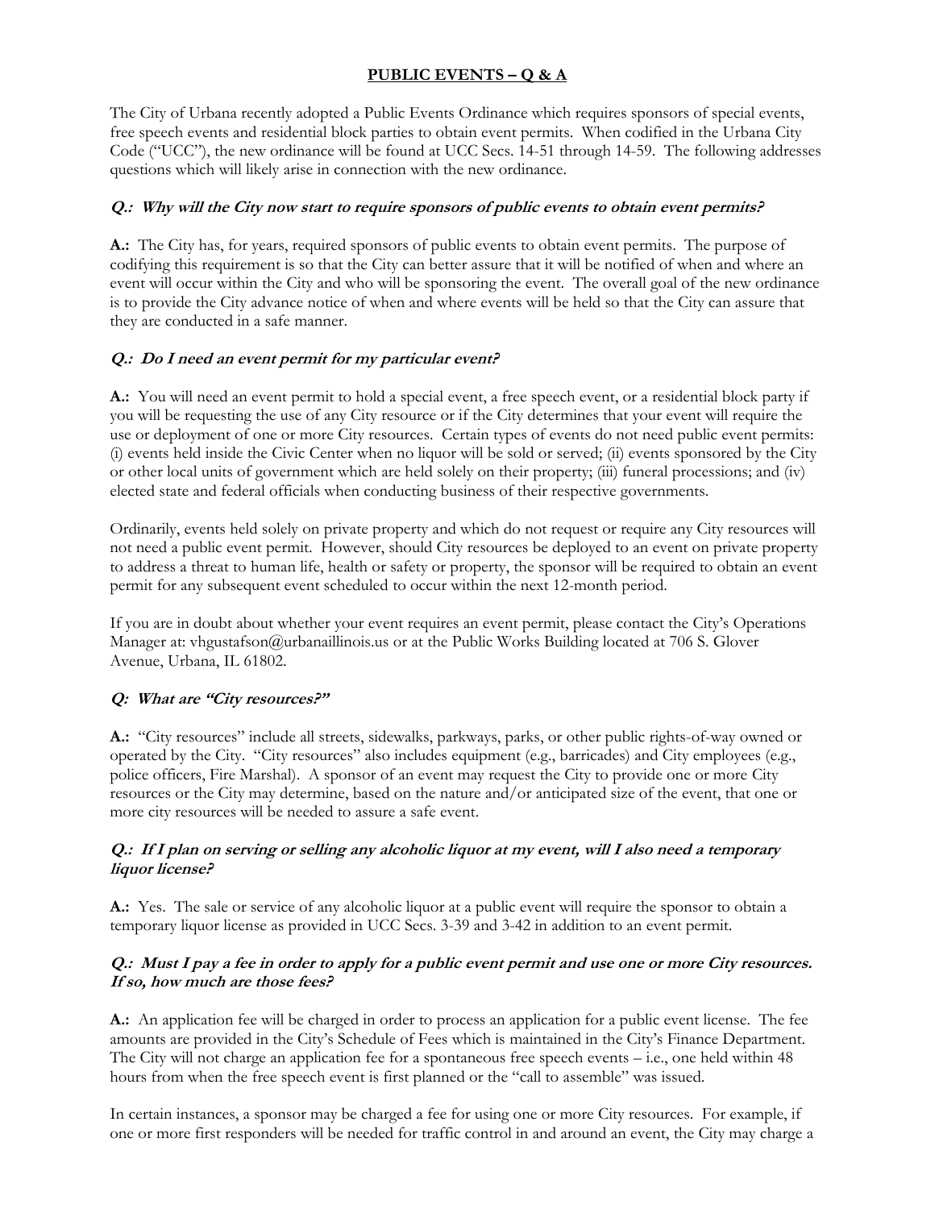# PUBLIC EVENTS – Q & A

The City of Urbana recently adopted a Public Events Ordinance which requires sponsors of special events, free speech events and residential block parties to obtain event permits. When codified in the Urbana City Code ("UCC"), the new ordinance will be found at UCC Secs. 14-51 through 14-59. The following addresses questions which will likely arise in connection with the new ordinance.

***Q.: Why will the City now start to require sponsors of public events to obtain event permits?***

**A.:** The City has, for years, required sponsors of public events to obtain event permits. The purpose of codifying this requirement is so that the City can better assure that it will be notified of when and where an event will occur within the City and who will be sponsoring the event. The overall goal of the new ordinance is to provide the City advance notice of when and where events will be held so that the City can assure that they are conducted in a safe manner.

***Q.: Do I need an event permit for my particular event?***

**A.:** You will need an event permit to hold a special event, a free speech event, or a residential block party if you will be requesting the use of any City resource or if the City determines that your event will require the use or deployment of one or more City resources. Certain types of events do not need public event permits: (i) events held inside the Civic Center when no liquor will be sold or served; (ii) events sponsored by the City or other local units of government which are held solely on their property; (iii) funeral processions; and (iv) elected state and federal officials when conducting business of their respective governments.

Ordinarily, events held solely on private property and which do not request or require any City resources will not need a public event permit. However, should City resources be deployed to an event on private property to address a threat to human life, health or safety or property, the sponsor will be required to obtain an event permit for any subsequent event scheduled to occur within the next 12-month period.

If you are in doubt about whether your event requires an event permit, please contact the City's Operations Manager at: vhgustafson@urbanaillinois.us or at the Public Works Building located at 706 S. Glover Avenue, Urbana, IL 61802.

***Q: What are "City resources?"***

**A.:** "City resources" include all streets, sidewalks, parkways, parks, or other public rights-of-way owned or operated by the City. "City resources" also includes equipment (e.g., barricades) and City employees (e.g., police officers, Fire Marshal). A sponsor of an event may request the City to provide one or more City resources or the City may determine, based on the nature and/or anticipated size of the event, that one or more city resources will be needed to assure a safe event.

***Q.: If I plan on serving or selling any alcoholic liquor at my event, will I also need a temporary liquor license?***

**A.:** Yes. The sale or service of any alcoholic liquor at a public event will require the sponsor to obtain a temporary liquor license as provided in UCC Secs. 3-39 and 3-42 in addition to an event permit.

***Q.: Must I pay a fee in order to apply for a public event permit and use one or more City resources. If so, how much are those fees?***

**A.:** An application fee will be charged in order to process an application for a public event license. The fee amounts are provided in the City's Schedule of Fees which is maintained in the City's Finance Department. The City will not charge an application fee for a spontaneous free speech events – i.e., one held within 48 hours from when the free speech event is first planned or the "call to assemble" was issued.

In certain instances, a sponsor may be charged a fee for using one or more City resources. For example, if one or more first responders will be needed for traffic control in and around an event, the City may charge a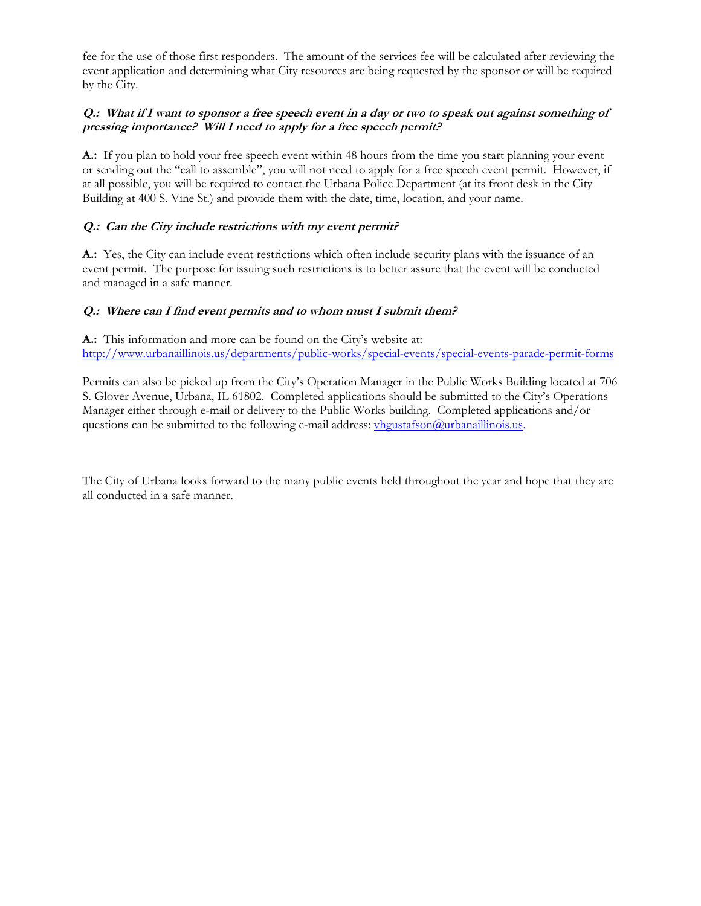fee for the use of those first responders. The amount of the services fee will be calculated after reviewing the event application and determining what City resources are being requested by the sponsor or will be required by the City.

***Q.: What if I want to sponsor a free speech event in a day or two to speak out against something of pressing importance? Will I need to apply for a free speech permit?***

**A.:** If you plan to hold your free speech event within 48 hours from the time you start planning your event or sending out the "call to assemble", you will not need to apply for a free speech event permit. However, if at all possible, you will be required to contact the Urbana Police Department (at its front desk in the City Building at 400 S. Vine St.) and provide them with the date, time, location, and your name.

***Q.: Can the City include restrictions with my event permit?***

**A.:** Yes, the City can include event restrictions which often include security plans with the issuance of an event permit. The purpose for issuing such restrictions is to better assure that the event will be conducted and managed in a safe manner.

***Q.: Where can I find event permits and to whom must I submit them?***

**A.:** This information and more can be found on the City's website at: [http://www.urbanaillinois.us/departments/public-works/special-events/special-events-parade-permit-forms](http://www.urbanaillinois.us/departments/public-works/special-events/special-events-parade-permit-forms)

Permits can also be picked up from the City's Operation Manager in the Public Works Building located at 706 S. Glover Avenue, Urbana, IL 61802. Completed applications should be submitted to the City's Operations Manager either through e-mail or delivery to the Public Works building. Completed applications and/or questions can be submitted to the following e-mail address: [vhgustafson@urbanaillinois.us](mailto:vhgustafson@urbanaillinois.us).

The City of Urbana looks forward to the many public events held throughout the year and hope that they are all conducted in a safe manner.